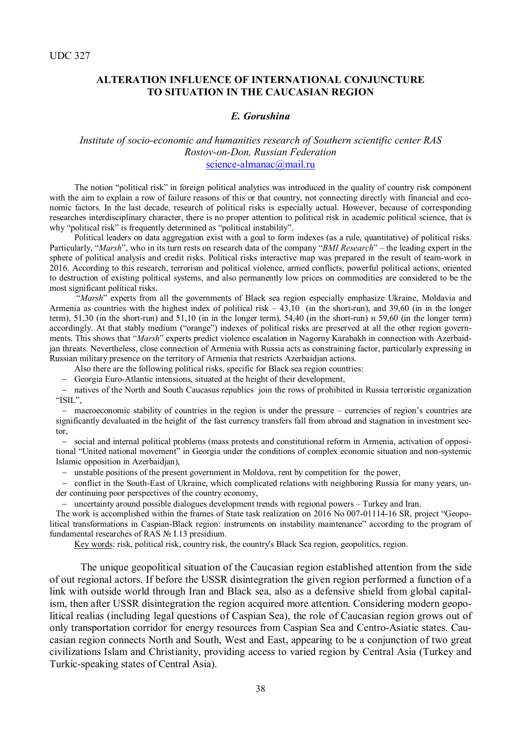UDC 327

# ALTERATION INFLUENCE OF INTERNATIONAL CONJUNCTURE TO SITUATION IN THE CAUCASIAN REGION

***E. Gorushina***

*Institute of socio-economic and humanities research of Southern scientific center RAS*
*Rostov-on-Don, Russian Federation*
science-almanac@mail.ru

The notion "political risk" in foreign political analytics was introduced in the quality of country risk component with the aim to explain a row of failure reasons of this or that country, not connecting directly with financial and economic factors. In the last decade, research of political risks is especially actual. However, because of corresponding researches interdisciplinary character, there is no proper attention to political risk in academic political science, that is why "political risk" is frequently determined as "political instability".

Political leaders on data aggregation exist with a goal to form indexes (as a rule, quantitative) of political risks. Particularly, "*Marsh*", who in its turn rests on research data of the company "*BMI Research*" – the leading expert in the sphere of political analysis and credit risks. Political risks interactive map was prepared in the result of team-work in 2016. According to this research, terrorism and political violence, armed conflicts, powerful political actions, oriented to destruction of existing political systems, and also permanently low prices on commodities are considered to be the most significant political risks.

"*Marsh*" experts from all the governments of Black sea region especially emphasize Ukraine, Moldavia and Armenia as countries with the highest index of political risk – 43,10 (in the short-run), and 39,60 (in in the longer term), 51,30 (in the short-run) and 51,10 (in in the longer term), 54,40 (in the short-run) и 59,60 (in the longer term) accordingly. At that stably medium ("orange") indexes of political risks are preserved at all the other region governments. This shows that "*Marsh*" experts predict violence escalation in Nagorny Karabakh in connection with Azerbaidjan threats. Nevertheless, close connection of Armenia with Russia acts as constraining factor, particularly expressing in Russian military presence on the territory of Armenia that restricts Azerbaidjan actions.

Also there are the following political risks, specific for Black sea region countries:

- Georgia Euro-Atlantic intensions, situated at the height of their development,
- natives of the North and South Caucasus republics join the rows of prohibited in Russia terroristic organization "ISIL",
- macroeconomic stability of countries in the region is under the pressure – currencies of region's countries are significantly devaluated in the height of the fast currency transfers fall from abroad and stagnation in investment sector,
- social and internal political problems (mass protests and constitutional reform in Armenia, activation of oppositional "United national movement" in Georgia under the conditions of complex economic situation and non-systemic Islamic opposition in Azerbaidjan),
- unstable positions of the present government in Moldova, rent by competition for the power,
- conflict in the South-East of Ukraine, which complicated relations with neighboring Russia for many years, under continuing poor perspectives of the country economy,
- uncertainty around possible dialogues development trends with regional powers – Turkey and Iran.

The work is accomplished within the frames of State task realization on 2016 No 007-01114-16 SR, project "Geopolitical transformations in Caspian-Black region: instruments on instability maintenance" according to the program of fundamental researches of RAS № I.13 presidium.

Key words: risk, political risk, country risk, the country's Black Sea region, geopolitics, region.

The unique geopolitical situation of the Caucasian region established attention from the side of out regional actors. If before the USSR disintegration the given region performed a function of a link with outside world through Iran and Black sea, also as a defensive shield from global capitalism, then after USSR disintegration the region acquired more attention. Considering modern geopolitical realias (including legal questions of Caspian Sea), the role of Caucasian region grows out of only transportation corridor for energy resources from Caspian Sea and Centro-Asiatic states. Caucasian region connects North and South, West and East, appearing to be a conjunction of two great civilizations Islam and Christianity, providing access to varied region by Central Asia (Turkey and Turkic-speaking states of Central Asia).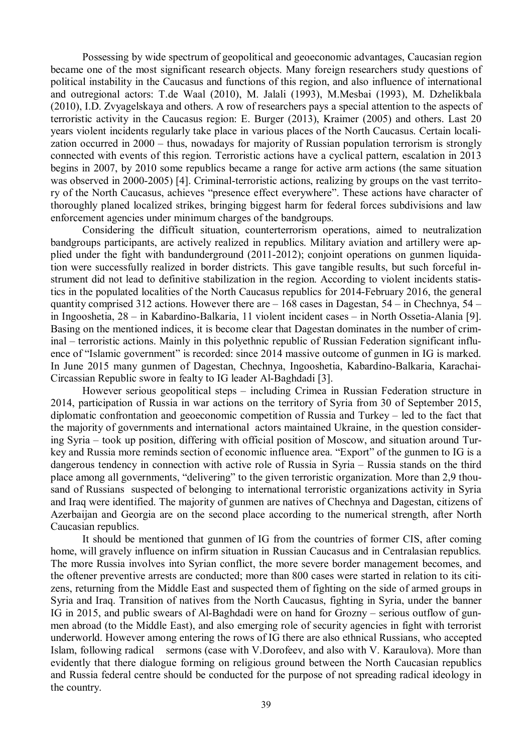Possessing by wide spectrum of geopolitical and geoeconomic advantages, Caucasian region became one of the most significant research objects. Many foreign researchers study questions of political instability in the Caucasus and functions of this region, and also influence of international and outregional actors: T.de Waal (2010), M. Jalali (1993), M.Mesbai (1993), M. Dzhelikbala (2010), I.D. Zvyagelskaya and others. A row of researchers pays a special attention to the aspects of terroristic activity in the Caucasus region: E. Burger (2013), Kraimer (2005) and others. Last 20 years violent incidents regularly take place in various places of the North Caucasus. Certain localization occurred in 2000 – thus, nowadays for majority of Russian population terrorism is strongly connected with events of this region. Terroristic actions have a cyclical pattern, escalation in 2013 begins in 2007, by 2010 some republics became a range for active arm actions (the same situation was observed in 2000-2005) [4]. Criminal-terroristic actions, realizing by groups on the vast territory of the North Caucasus, achieves "presence effect everywhere". These actions have character of thoroughly planed localized strikes, bringing biggest harm for federal forces subdivisions and law enforcement agencies under minimum charges of the bandgroups.

Considering the difficult situation, counterterrorism operations, aimed to neutralization bandgroups participants, are actively realized in republics. Military aviation and artillery were applied under the fight with bandunderground (2011-2012); conjoint operations on gunmen liquidation were successfully realized in border districts. This gave tangible results, but such forceful instrument did not lead to definitive stabilization in the region. According to violent incidents statistics in the populated localities of the North Caucasus republics for 2014-February 2016, the general quantity comprised 312 actions. However there are – 168 cases in Dagestan, 54 – in Chechnya, 54 – in Ingooshetia, 28 – in Kabardino-Balkaria, 11 violent incident cases – in North Ossetia-Alania [9]. Basing on the mentioned indices, it is become clear that Dagestan dominates in the number of criminal – terroristic actions. Mainly in this polyethnic republic of Russian Federation significant influence of "Islamic government" is recorded: since 2014 massive outcome of gunmen in IG is marked. In June 2015 many gunmen of Dagestan, Chechnya, Ingooshetia, Kabardino-Balkaria, Karachai-Circassian Republic swore in fealty to IG leader Al-Baghdadi [3].

However serious geopolitical steps – including Crimea in Russian Federation structure in 2014, participation of Russia in war actions on the territory of Syria from 30 of September 2015, diplomatic confrontation and geoeconomic competition of Russia and Turkey – led to the fact that the majority of governments and international actors maintained Ukraine, in the question considering Syria – took up position, differing with official position of Moscow, and situation around Turkey and Russia more reminds section of economic influence area. "Export" of the gunmen to IG is a dangerous tendency in connection with active role of Russia in Syria – Russia stands on the third place among all governments, "delivering" to the given terroristic organization. More than 2,9 thousand of Russians suspected of belonging to international terroristic organizations activity in Syria and Iraq were identified. The majority of gunmen are natives of Chechnya and Dagestan, citizens of Azerbaijan and Georgia are on the second place according to the numerical strength, after North Caucasian republics.

It should be mentioned that gunmen of IG from the countries of former CIS, after coming home, will gravely influence on infirm situation in Russian Caucasus and in Centralasian republics. The more Russia involves into Syrian conflict, the more severe border management becomes, and the oftener preventive arrests are conducted; more than 800 cases were started in relation to its citizens, returning from the Middle East and suspected them of fighting on the side of armed groups in Syria and Iraq. Transition of natives from the North Caucasus, fighting in Syria, under the banner IG in 2015, and public swears of Al-Baghdadi were on hand for Grozny – serious outflow of gunmen abroad (to the Middle East), and also emerging role of security agencies in fight with terrorist underworld. However among entering the rows of IG there are also ethnical Russians, who accepted Islam, following radical sermons (case with V.Dorofeev, and also with V. Karaulova). More than evidently that there dialogue forming on religious ground between the North Caucasian republics and Russia federal centre should be conducted for the purpose of not spreading radical ideology in the country.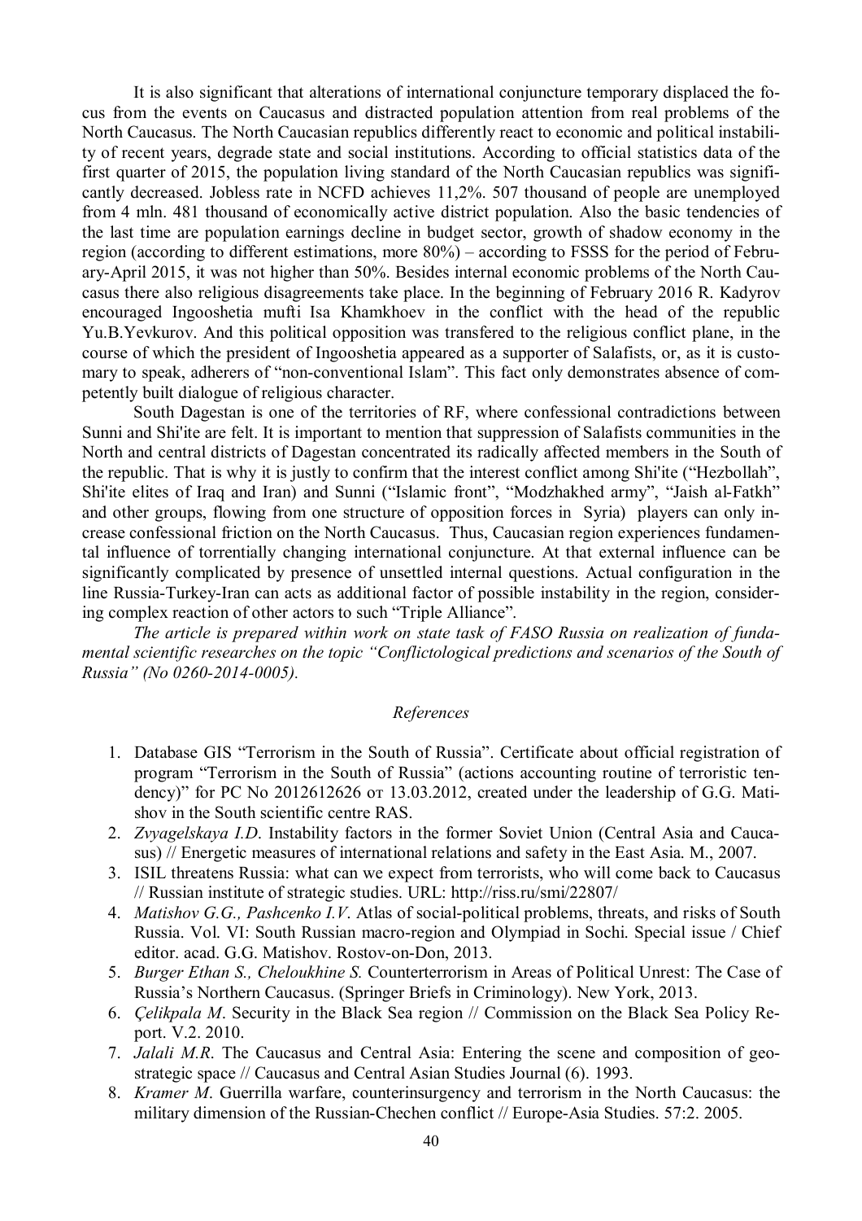It is also significant that alterations of international conjuncture temporary displaced the focus from the events on Caucasus and distracted population attention from real problems of the North Caucasus. The North Caucasian republics differently react to economic and political instability of recent years, degrade state and social institutions. According to official statistics data of the first quarter of 2015, the population living standard of the North Caucasian republics was significantly decreased. Jobless rate in NCFD achieves 11,2%. 507 thousand of people are unemployed from 4 mln. 481 thousand of economically active district population. Also the basic tendencies of the last time are population earnings decline in budget sector, growth of shadow economy in the region (according to different estimations, more 80%) – according to FSSS for the period of February-April 2015, it was not higher than 50%. Besides internal economic problems of the North Caucasus there also religious disagreements take place. In the beginning of February 2016 R. Kadyrov encouraged Ingooshetia mufti Isa Khamkhoev in the conflict with the head of the republic Yu.B.Yevkurov. And this political opposition was transfered to the religious conflict plane, in the course of which the president of Ingooshetia appeared as a supporter of Salafists, or, as it is customary to speak, adherers of "non-conventional Islam". This fact only demonstrates absence of competently built dialogue of religious character.

South Dagestan is one of the territories of RF, where confessional contradictions between Sunni and Shi'ite are felt. It is important to mention that suppression of Salafists communities in the North and central districts of Dagestan concentrated its radically affected members in the South of the republic. That is why it is justly to confirm that the interest conflict among Shi'ite ("Hezbollah", Shi'ite elites of Iraq and Iran) and Sunni ("Islamic front", "Modzhakhed army", "Jaish al-Fatkh" and other groups, flowing from one structure of opposition forces in Syria) players can only increase confessional friction on the North Caucasus. Thus, Caucasian region experiences fundamental influence of torrentially changing international conjuncture. At that external influence can be significantly complicated by presence of unsettled internal questions. Actual configuration in the line Russia-Turkey-Iran can acts as additional factor of possible instability in the region, considering complex reaction of other actors to such "Triple Alliance".

*The article is prepared within work on state task of FASO Russia on realization of fundamental scientific researches on the topic "Conflictological predictions and scenarios of the South of Russia" (No 0260-2014-0005).*

*References*

1. Database GIS "Terrorism in the South of Russia". Certificate about official registration of program "Terrorism in the South of Russia" (actions accounting routine of terroristic tendency)" for PC No 2012612626 от 13.03.2012, created under the leadership of G.G. Matishov in the South scientific centre RAS.
2. *Zvyagelskaya I.D*. Instability factors in the former Soviet Union (Central Asia and Caucasus) // Energetic measures of international relations and safety in the East Asia. M., 2007.
3. ISIL threatens Russia: what can we expect from terrorists, who will come back to Caucasus // Russian institute of strategic studies. URL: http://riss.ru/smi/22807/
4. *Matishov G.G., Pashcenko I.V*. Atlas of social-political problems, threats, and risks of South Russia. Vol. VI: South Russian macro-region and Olympiad in Sochi. Special issue / Chief editor. acad. G.G. Matishov. Rostov-on-Don, 2013.
5. *Burger Ethan S., Cheloukhine S.* Counterterrorism in Areas of Political Unrest: The Case of Russia's Northern Caucasus. (Springer Briefs in Criminology). New York, 2013.
6. *Çelikpala M*. Security in the Black Sea region // Commission on the Black Sea Policy Report. V.2. 2010.
7. *Jalali M.R*. The Caucasus and Central Asia: Entering the scene and composition of geostrategic space // Caucasus and Central Asian Studies Journal (6). 1993.
8. *Kramer M*. Guerrilla warfare, counterinsurgency and terrorism in the North Caucasus: the military dimension of the Russian-Chechen conflict // Europe-Asia Studies. 57:2. 2005.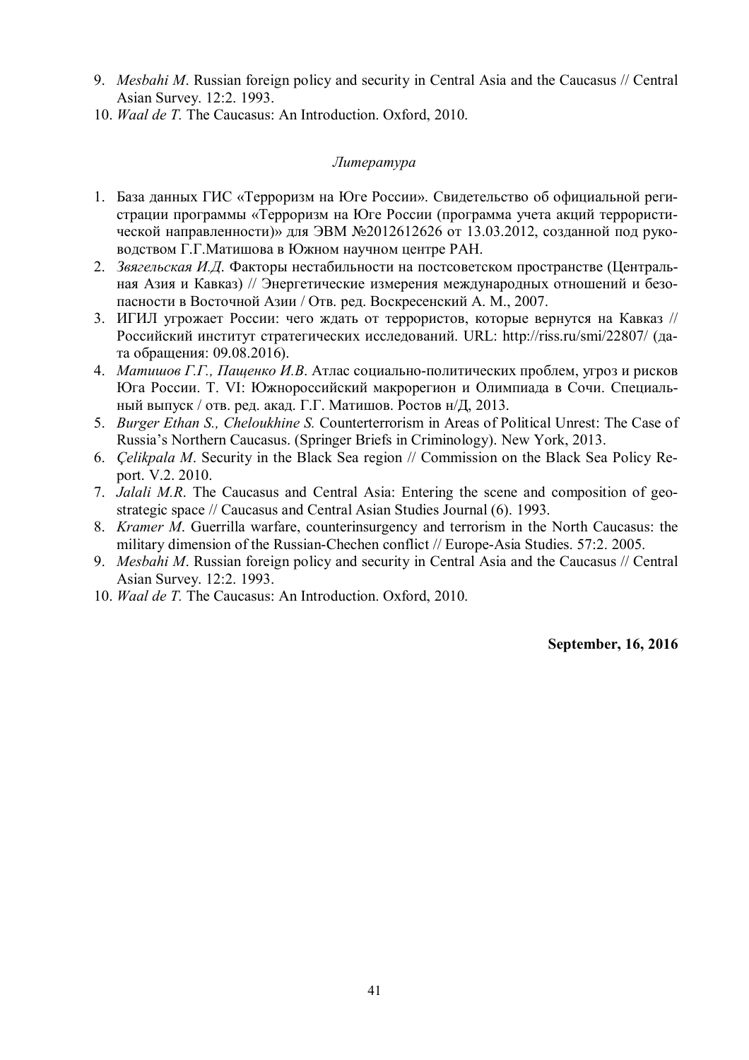9. *Mesbahi M*. Russian foreign policy and security in Central Asia and the Caucasus // Central Asian Survey. 12:2. 1993.
10. *Waal de T.* The Caucasus: An Introduction. Oxford, 2010.

*Литература*

1. База данных ГИС «Терроризм на Юге России». Свидетельство об официальной регистрации программы «Терроризм на Юге России (программа учета акций террористической направленности)» для ЭВМ №2012612626 от 13.03.2012, созданной под руководством Г.Г.Матишова в Южном научном центре РАН.
2. *Звягельская И.Д.* Факторы нестабильности на постсоветском пространстве (Центральная Азия и Кавказ) // Энергетические измерения международных отношений и безопасности в Восточной Азии / Отв. ред. Воскресенский А. М., 2007.
3. ИГИЛ угрожает России: чего ждать от террористов, которые вернутся на Кавказ // Российский институт стратегических исследований. URL: http://riss.ru/smi/22807/ (дата обращения: 09.08.2016).
4. *Матишов Г.Г., Пащенко И.В.* Атлас социально-политических проблем, угроз и рисков Юга России. Т. VI: Южнороссийский макрорегион и Олимпиада в Сочи. Специальный выпуск / отв. ред. акад. Г.Г. Матишов. Ростов н/Д, 2013.
5. *Burger Ethan S., Cheloukhine S.* Counterterrorism in Areas of Political Unrest: The Case of Russia's Northern Caucasus. (Springer Briefs in Criminology). New York, 2013.
6. *Çelikpala M*. Security in the Black Sea region // Commission on the Black Sea Policy Report. V.2. 2010.
7. *Jalali M.R.* The Caucasus and Central Asia: Entering the scene and composition of geostrategic space // Caucasus and Central Asian Studies Journal (6). 1993.
8. *Kramer M*. Guerrilla warfare, counterinsurgency and terrorism in the North Caucasus: the military dimension of the Russian-Chechen conflict // Europe-Asia Studies. 57:2. 2005.
9. *Mesbahi M*. Russian foreign policy and security in Central Asia and the Caucasus // Central Asian Survey. 12:2. 1993.
10. *Waal de T.* The Caucasus: An Introduction. Oxford, 2010.

**September, 16, 2016**